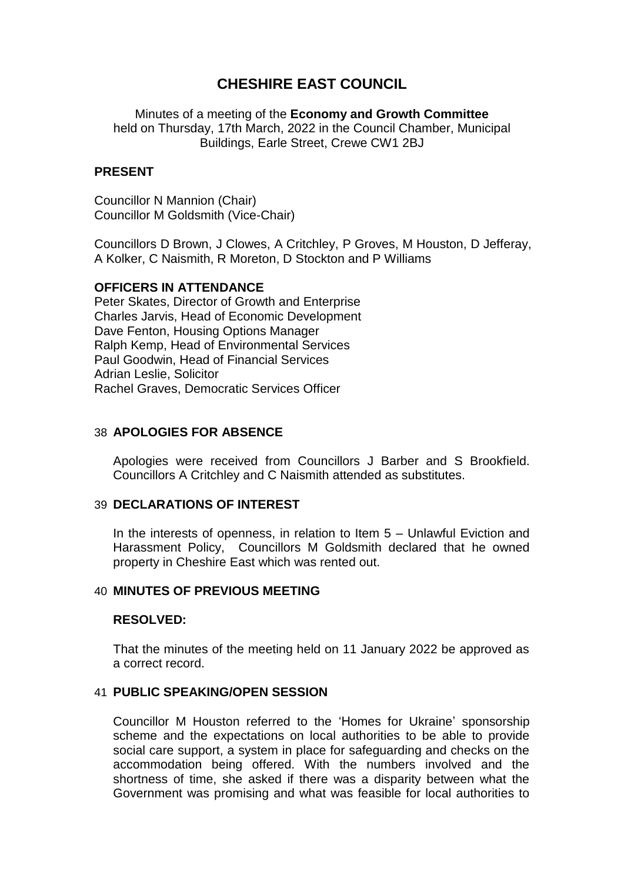# CHESHIRE EAST COUNCIL

Minutes of a meeting of the **Economy and Growth Committee** held on Thursday, 17th March, 2022 in the Council Chamber, Municipal Buildings, Earle Street, Crewe CW1 2BJ

## PRESENT

Councillor N Mannion (Chair)
Councillor M Goldsmith (Vice-Chair)

Councillors D Brown, J Clowes, A Critchley, P Groves, M Houston, D Jefferay, A Kolker, C Naismith, R Moreton, D Stockton and P Williams

## OFFICERS IN ATTENDANCE

Peter Skates, Director of Growth and Enterprise
Charles Jarvis, Head of Economic Development
Dave Fenton, Housing Options Manager
Ralph Kemp, Head of Environmental Services
Paul Goodwin, Head of Financial Services
Adrian Leslie, Solicitor
Rachel Graves, Democratic Services Officer

## 38 APOLOGIES FOR ABSENCE

Apologies were received from Councillors J Barber and S Brookfield. Councillors A Critchley and C Naismith attended as substitutes.

## 39 DECLARATIONS OF INTEREST

In the interests of openness, in relation to Item 5 – Unlawful Eviction and Harassment Policy, Councillors M Goldsmith declared that he owned property in Cheshire East which was rented out.

## 40 MINUTES OF PREVIOUS MEETING

**RESOLVED:**

That the minutes of the meeting held on 11 January 2022 be approved as a correct record.

## 41 PUBLIC SPEAKING/OPEN SESSION

Councillor M Houston referred to the 'Homes for Ukraine' sponsorship scheme and the expectations on local authorities to be able to provide social care support, a system in place for safeguarding and checks on the accommodation being offered. With the numbers involved and the shortness of time, she asked if there was a disparity between what the Government was promising and what was feasible for local authorities to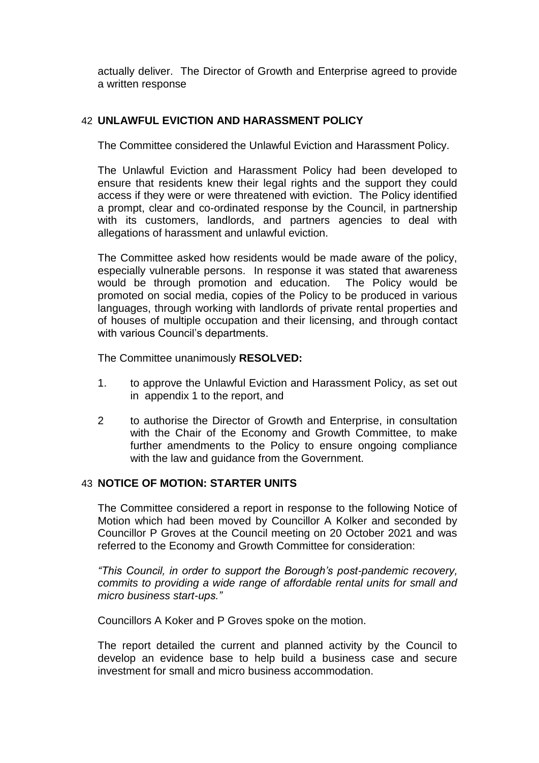actually deliver. The Director of Growth and Enterprise agreed to provide a written response

## 42 UNLAWFUL EVICTION AND HARASSMENT POLICY

The Committee considered the Unlawful Eviction and Harassment Policy.

The Unlawful Eviction and Harassment Policy had been developed to ensure that residents knew their legal rights and the support they could access if they were or were threatened with eviction. The Policy identified a prompt, clear and co-ordinated response by the Council, in partnership with its customers, landlords, and partners agencies to deal with allegations of harassment and unlawful eviction.

The Committee asked how residents would be made aware of the policy, especially vulnerable persons. In response it was stated that awareness would be through promotion and education. The Policy would be promoted on social media, copies of the Policy to be produced in various languages, through working with landlords of private rental properties and of houses of multiple occupation and their licensing, and through contact with various Council's departments.

The Committee unanimously **RESOLVED:**

1. to approve the Unlawful Eviction and Harassment Policy, as set out in appendix 1 to the report, and

2 to authorise the Director of Growth and Enterprise, in consultation with the Chair of the Economy and Growth Committee, to make further amendments to the Policy to ensure ongoing compliance with the law and guidance from the Government.

## 43 NOTICE OF MOTION: STARTER UNITS

The Committee considered a report in response to the following Notice of Motion which had been moved by Councillor A Kolker and seconded by Councillor P Groves at the Council meeting on 20 October 2021 and was referred to the Economy and Growth Committee for consideration:

*"This Council, in order to support the Borough's post-pandemic recovery, commits to providing a wide range of affordable rental units for small and micro business start-ups."*

Councillors A Koker and P Groves spoke on the motion.

The report detailed the current and planned activity by the Council to develop an evidence base to help build a business case and secure investment for small and micro business accommodation.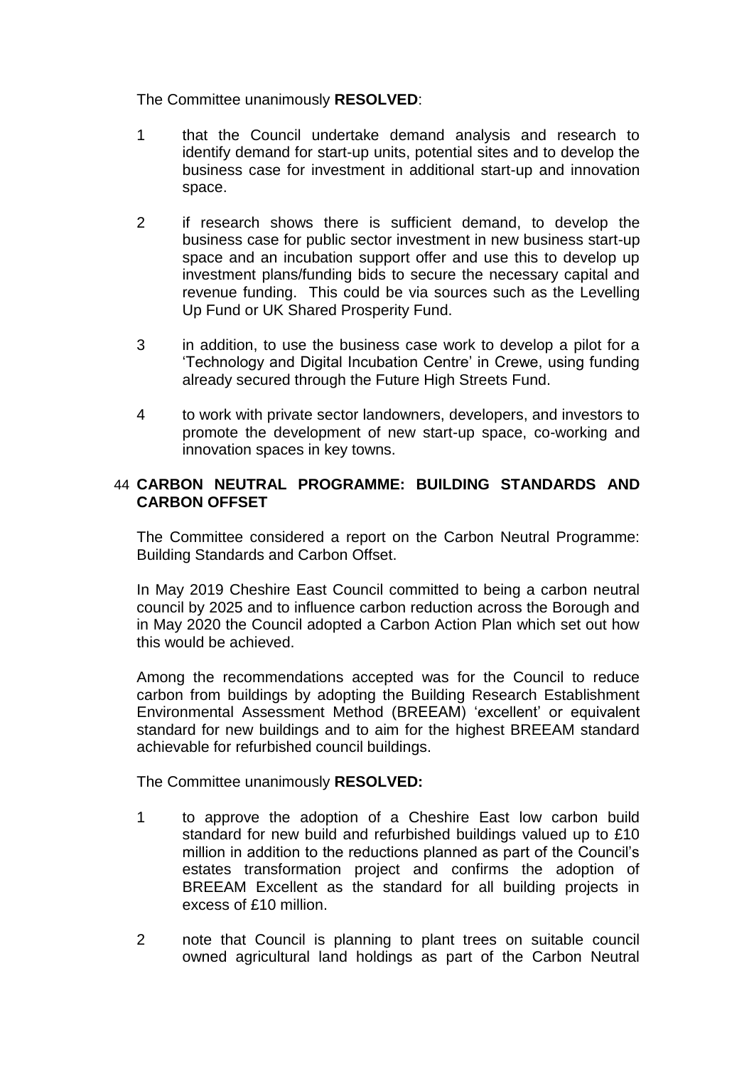The Committee unanimously **RESOLVED**:

1. that the Council undertake demand analysis and research to identify demand for start-up units, potential sites and to develop the business case for investment in additional start-up and innovation space.

2. if research shows there is sufficient demand, to develop the business case for public sector investment in new business start-up space and an incubation support offer and use this to develop up investment plans/funding bids to secure the necessary capital and revenue funding. This could be via sources such as the Levelling Up Fund or UK Shared Prosperity Fund.

3. in addition, to use the business case work to develop a pilot for a 'Technology and Digital Incubation Centre' in Crewe, using funding already secured through the Future High Streets Fund.

4. to work with private sector landowners, developers, and investors to promote the development of new start-up space, co-working and innovation spaces in key towns.

## 44 CARBON NEUTRAL PROGRAMME: BUILDING STANDARDS AND CARBON OFFSET

The Committee considered a report on the Carbon Neutral Programme: Building Standards and Carbon Offset.

In May 2019 Cheshire East Council committed to being a carbon neutral council by 2025 and to influence carbon reduction across the Borough and in May 2020 the Council adopted a Carbon Action Plan which set out how this would be achieved.

Among the recommendations accepted was for the Council to reduce carbon from buildings by adopting the Building Research Establishment Environmental Assessment Method (BREEAM) 'excellent' or equivalent standard for new buildings and to aim for the highest BREEAM standard achievable for refurbished council buildings.

The Committee unanimously **RESOLVED:**

1. to approve the adoption of a Cheshire East low carbon build standard for new build and refurbished buildings valued up to £10 million in addition to the reductions planned as part of the Council's estates transformation project and confirms the adoption of BREEAM Excellent as the standard for all building projects in excess of £10 million.

2. note that Council is planning to plant trees on suitable council owned agricultural land holdings as part of the Carbon Neutral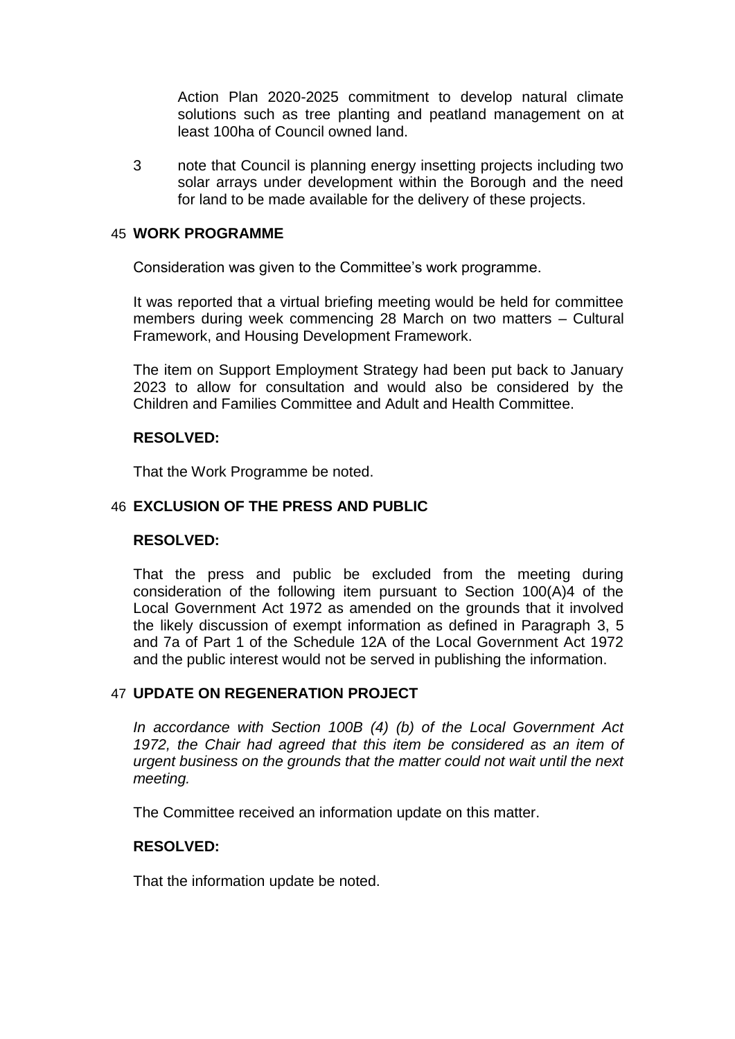Action Plan 2020-2025 commitment to develop natural climate solutions such as tree planting and peatland management on at least 100ha of Council owned land.

3 note that Council is planning energy insetting projects including two solar arrays under development within the Borough and the need for land to be made available for the delivery of these projects.

## 45 WORK PROGRAMME

Consideration was given to the Committee's work programme.

It was reported that a virtual briefing meeting would be held for committee members during week commencing 28 March on two matters – Cultural Framework, and Housing Development Framework.

The item on Support Employment Strategy had been put back to January 2023 to allow for consultation and would also be considered by the Children and Families Committee and Adult and Health Committee.

**RESOLVED:**

That the Work Programme be noted.

## 46 EXCLUSION OF THE PRESS AND PUBLIC

**RESOLVED:**

That the press and public be excluded from the meeting during consideration of the following item pursuant to Section 100(A)4 of the Local Government Act 1972 as amended on the grounds that it involved the likely discussion of exempt information as defined in Paragraph 3, 5 and 7a of Part 1 of the Schedule 12A of the Local Government Act 1972 and the public interest would not be served in publishing the information.

## 47 UPDATE ON REGENERATION PROJECT

*In accordance with Section 100B (4) (b) of the Local Government Act 1972, the Chair had agreed that this item be considered as an item of urgent business on the grounds that the matter could not wait until the next meeting.*

The Committee received an information update on this matter.

**RESOLVED:**

That the information update be noted.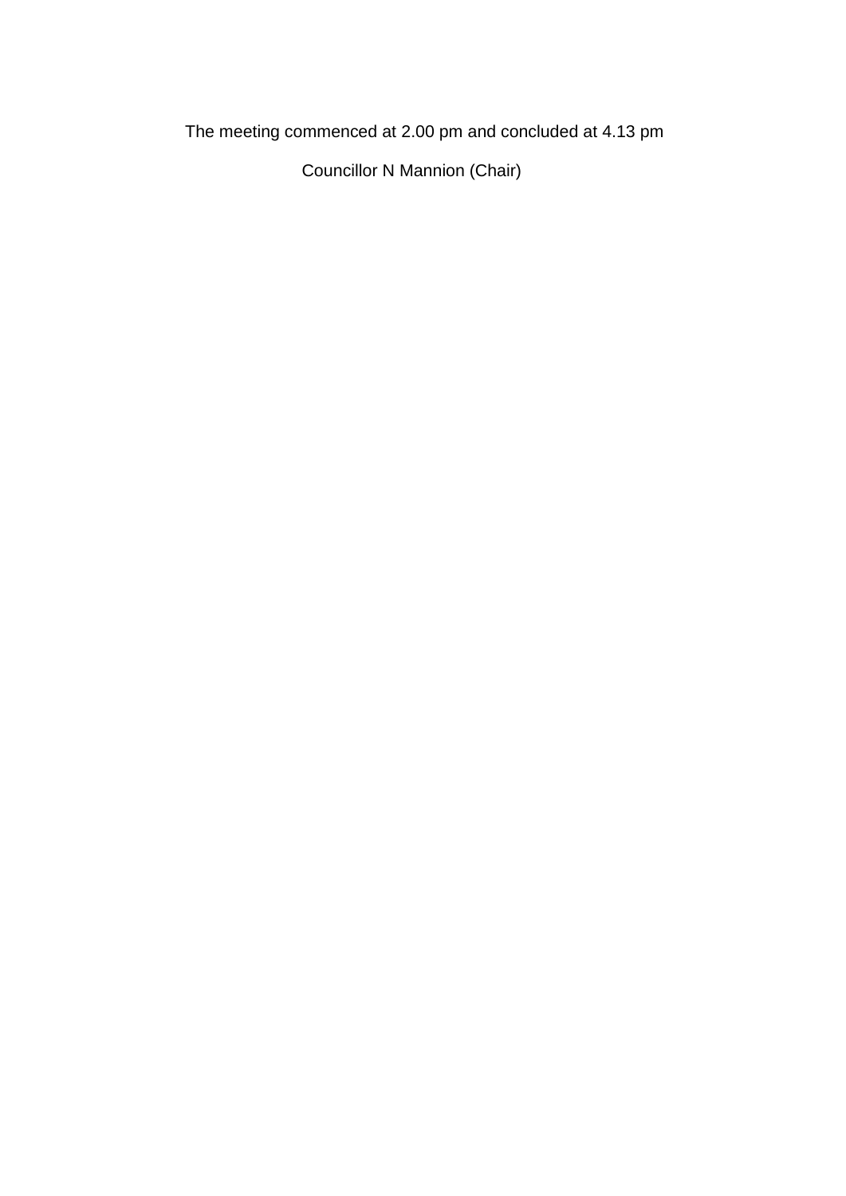The meeting commenced at 2.00 pm and concluded at 4.13 pm

Councillor N Mannion (Chair)